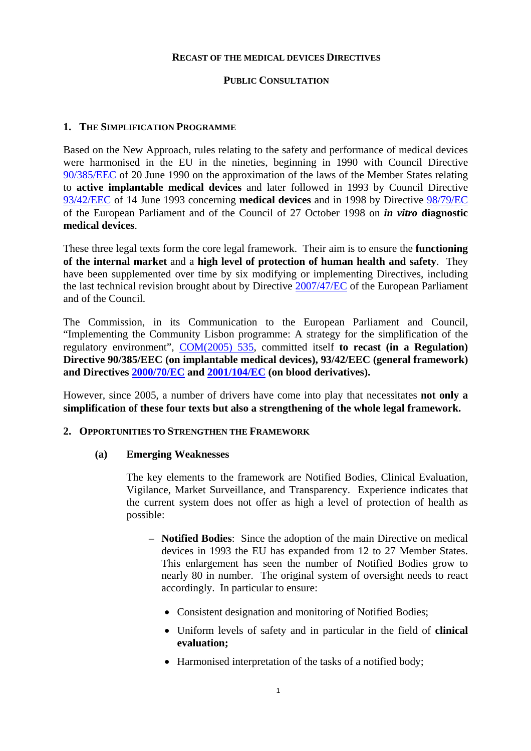# RECAST OF THE MEDICAL DEVICES DIRECTIVES

# PUBLIC CONSULTATION

## 1. THE SIMPLIFICATION PROGRAMME

Based on the New Approach, rules relating to the safety and performance of medical devices were harmonised in the EU in the nineties, beginning in 1990 with Council Directive 90/385/EEC of 20 June 1990 on the approximation of the laws of the Member States relating to **active implantable medical devices** and later followed in 1993 by Council Directive 93/42/EEC of 14 June 1993 concerning **medical devices** and in 1998 by Directive 98/79/EC of the European Parliament and of the Council of 27 October 1998 on ***in vitro* diagnostic medical devices**.

These three legal texts form the core legal framework. Their aim is to ensure the **functioning of the internal market** and a **high level of protection of human health and safety**. They have been supplemented over time by six modifying or implementing Directives, including the last technical revision brought about by Directive 2007/47/EC of the European Parliament and of the Council.

The Commission, in its Communication to the European Parliament and Council, "Implementing the Community Lisbon programme: A strategy for the simplification of the regulatory environment", COM(2005) 535, committed itself **to recast (in a Regulation) Directive 90/385/EEC (on implantable medical devices), 93/42/EEC (general framework) and Directives 2000/70/EC and 2001/104/EC (on blood derivatives).**

However, since 2005, a number of drivers have come into play that necessitates **not only a simplification of these four texts but also a strengthening of the whole legal framework.**

## 2. OPPORTUNITIES TO STRENGTHEN THE FRAMEWORK

### (a) Emerging Weaknesses

The key elements to the framework are Notified Bodies, Clinical Evaluation, Vigilance, Market Surveillance, and Transparency. Experience indicates that the current system does not offer as high a level of protection of health as possible:

– **Notified Bodies**: Since the adoption of the main Directive on medical devices in 1993 the EU has expanded from 12 to 27 Member States. This enlargement has seen the number of Notified Bodies grow to nearly 80 in number. The original system of oversight needs to react accordingly. In particular to ensure:

- Consistent designation and monitoring of Notified Bodies;
- Uniform levels of safety and in particular in the field of **clinical evaluation;**
- Harmonised interpretation of the tasks of a notified body;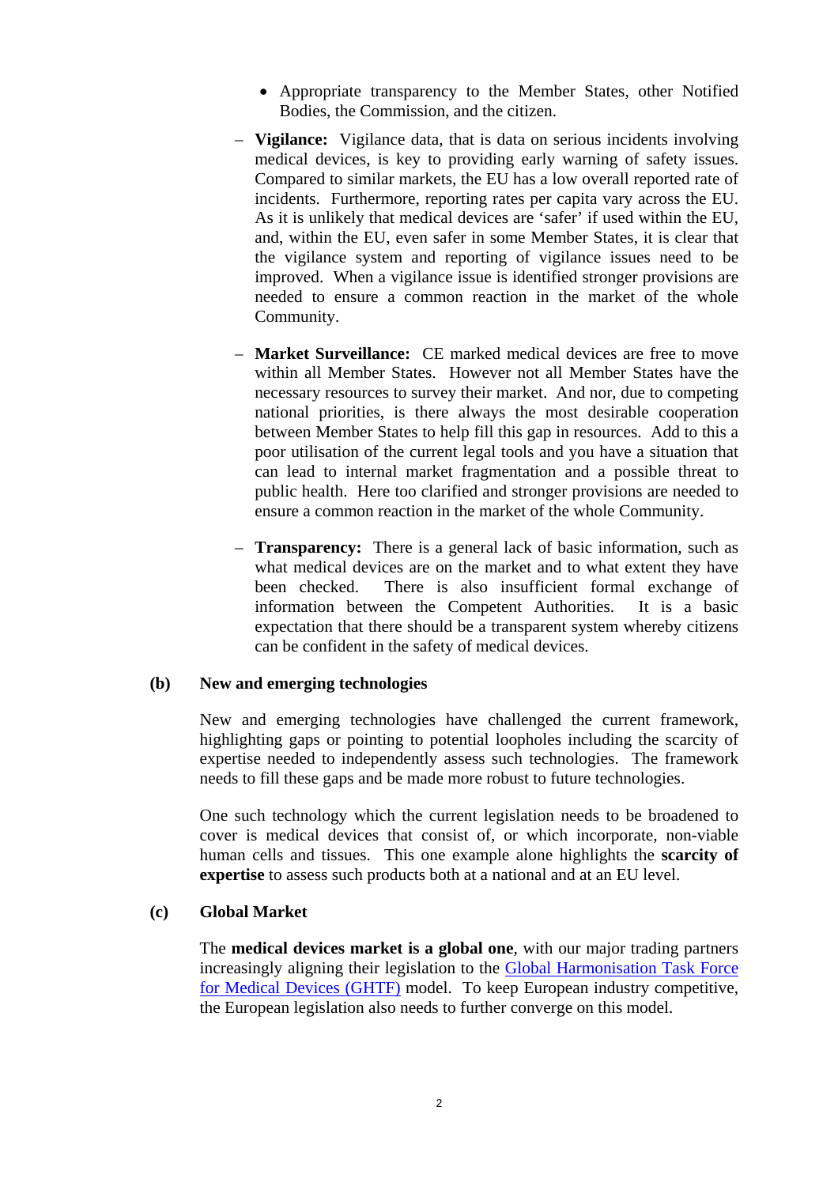- Appropriate transparency to the Member States, other Notified Bodies, the Commission, and the citizen.

– **Vigilance:** Vigilance data, that is data on serious incidents involving medical devices, is key to providing early warning of safety issues. Compared to similar markets, the EU has a low overall reported rate of incidents. Furthermore, reporting rates per capita vary across the EU. As it is unlikely that medical devices are 'safer' if used within the EU, and, within the EU, even safer in some Member States, it is clear that the vigilance system and reporting of vigilance issues need to be improved. When a vigilance issue is identified stronger provisions are needed to ensure a common reaction in the market of the whole Community.

– **Market Surveillance:** CE marked medical devices are free to move within all Member States. However not all Member States have the necessary resources to survey their market. And nor, due to competing national priorities, is there always the most desirable cooperation between Member States to help fill this gap in resources. Add to this a poor utilisation of the current legal tools and you have a situation that can lead to internal market fragmentation and a possible threat to public health. Here too clarified and stronger provisions are needed to ensure a common reaction in the market of the whole Community.

– **Transparency:** There is a general lack of basic information, such as what medical devices are on the market and to what extent they have been checked. There is also insufficient formal exchange of information between the Competent Authorities. It is a basic expectation that there should be a transparent system whereby citizens can be confident in the safety of medical devices.

**(b) New and emerging technologies**

New and emerging technologies have challenged the current framework, highlighting gaps or pointing to potential loopholes including the scarcity of expertise needed to independently assess such technologies. The framework needs to fill these gaps and be made more robust to future technologies.

One such technology which the current legislation needs to be broadened to cover is medical devices that consist of, or which incorporate, non-viable human cells and tissues. This one example alone highlights the **scarcity of expertise** to assess such products both at a national and at an EU level.

**(c) Global Market**

The **medical devices market is a global one**, with our major trading partners increasingly aligning their legislation to the Global Harmonisation Task Force for Medical Devices (GHTF) model. To keep European industry competitive, the European legislation also needs to further converge on this model.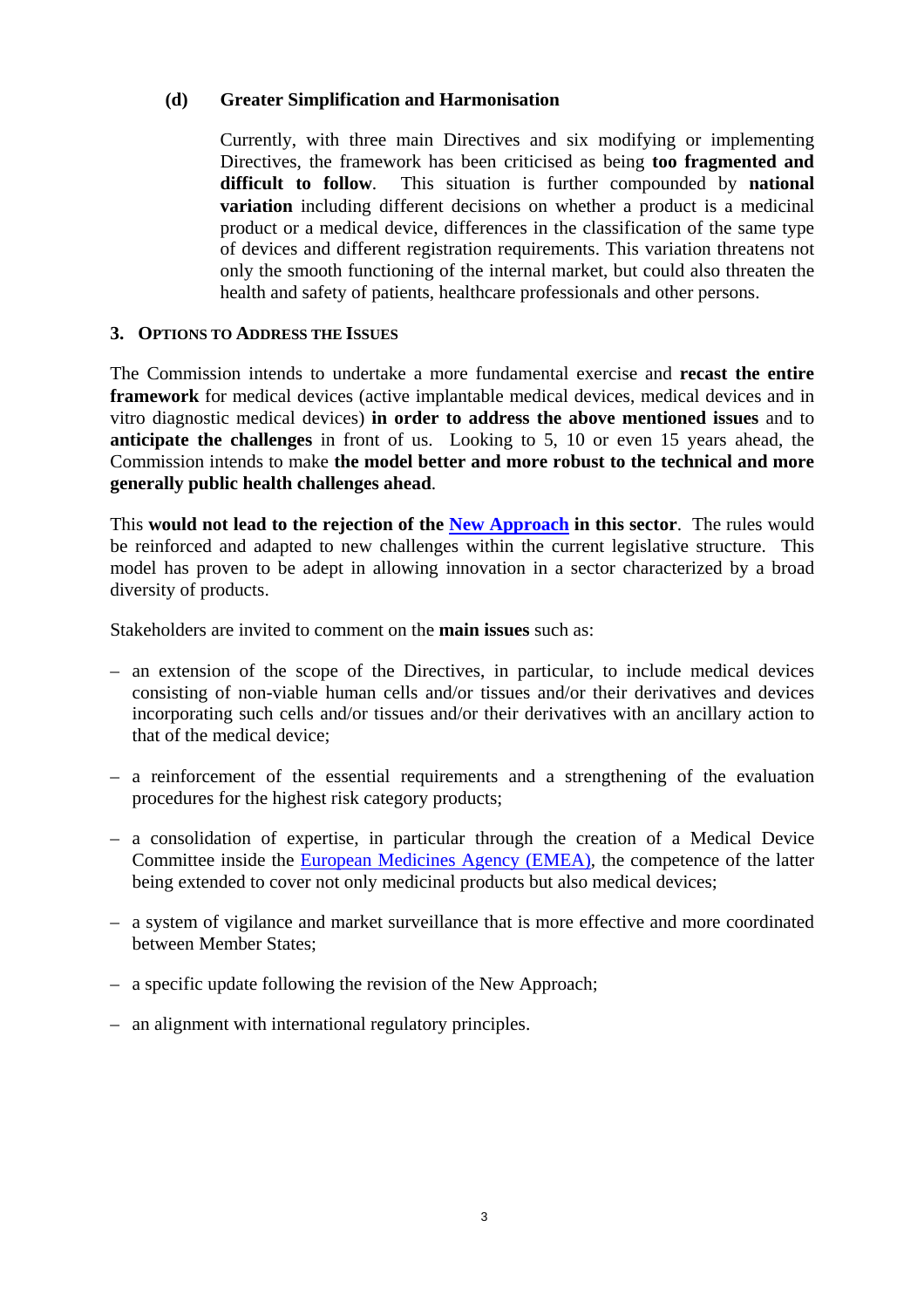#### (d) Greater Simplification and Harmonisation

Currently, with three main Directives and six modifying or implementing Directives, the framework has been criticised as being **too fragmented and difficult to follow**. This situation is further compounded by **national variation** including different decisions on whether a product is a medicinal product or a medical device, differences in the classification of the same type of devices and different registration requirements. This variation threatens not only the smooth functioning of the internal market, but could also threaten the health and safety of patients, healthcare professionals and other persons.

## 3. Options to Address the Issues

The Commission intends to undertake a more fundamental exercise and **recast the entire framework** for medical devices (active implantable medical devices, medical devices and in vitro diagnostic medical devices) **in order to address the above mentioned issues** and to **anticipate the challenges** in front of us. Looking to 5, 10 or even 15 years ahead, the Commission intends to make **the model better and more robust to the technical and more generally public health challenges ahead**.

This **would not lead to the rejection of the New Approach in this sector**. The rules would be reinforced and adapted to new challenges within the current legislative structure. This model has proven to be adept in allowing innovation in a sector characterized by a broad diversity of products.

Stakeholders are invited to comment on the **main issues** such as:

- an extension of the scope of the Directives, in particular, to include medical devices consisting of non-viable human cells and/or tissues and/or their derivatives and devices incorporating such cells and/or tissues and/or their derivatives with an ancillary action to that of the medical device;
- a reinforcement of the essential requirements and a strengthening of the evaluation procedures for the highest risk category products;
- a consolidation of expertise, in particular through the creation of a Medical Device Committee inside the European Medicines Agency (EMEA), the competence of the latter being extended to cover not only medicinal products but also medical devices;
- a system of vigilance and market surveillance that is more effective and more coordinated between Member States;
- a specific update following the revision of the New Approach;
- an alignment with international regulatory principles.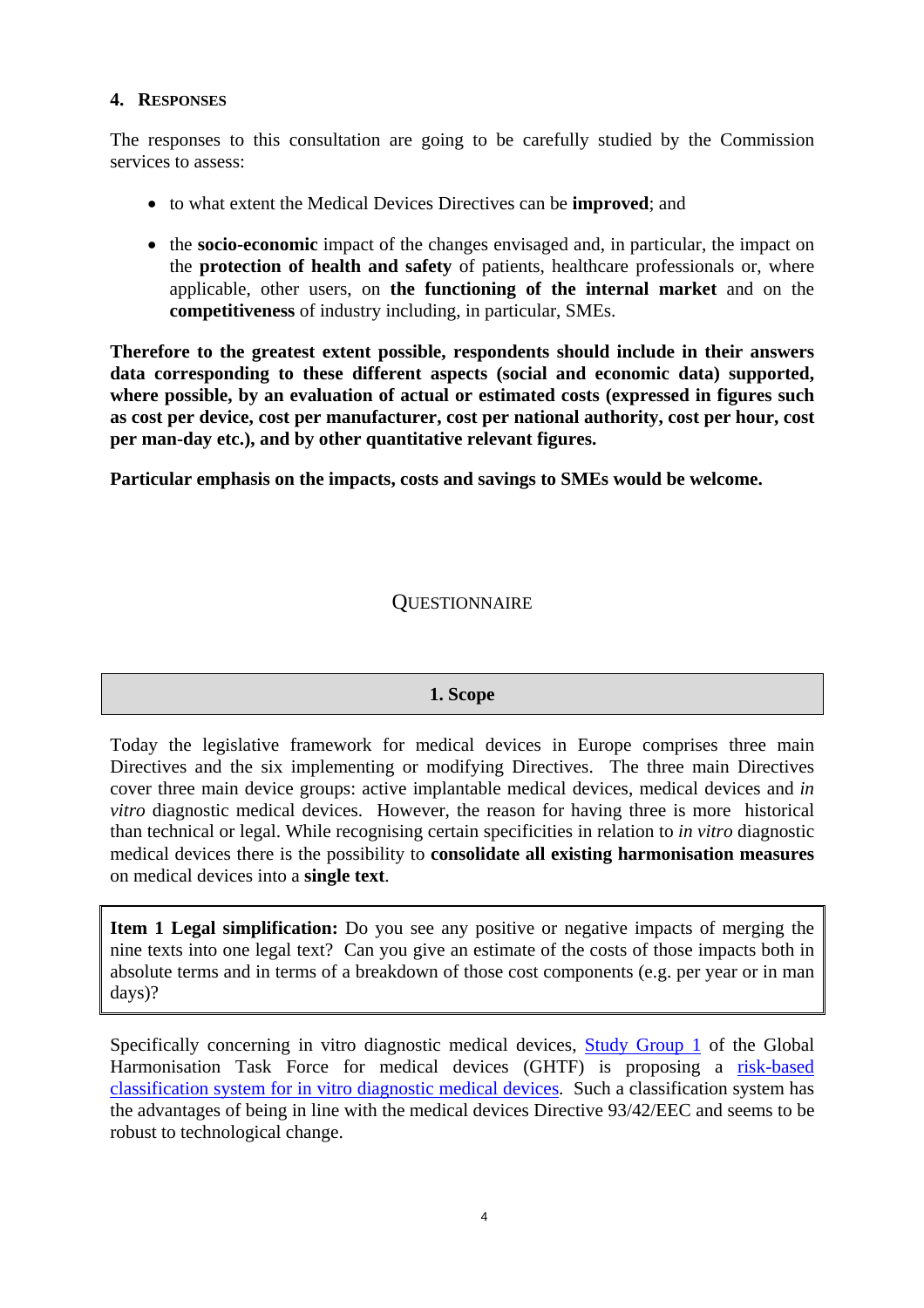## 4. RESPONSES

The responses to this consultation are going to be carefully studied by the Commission services to assess:

- to what extent the Medical Devices Directives can be **improved**; and
- the **socio-economic** impact of the changes envisaged and, in particular, the impact on the **protection of health and safety** of patients, healthcare professionals or, where applicable, other users, on **the functioning of the internal market** and on the **competitiveness** of industry including, in particular, SMEs.

**Therefore to the greatest extent possible, respondents should include in their answers data corresponding to these different aspects (social and economic data) supported, where possible, by an evaluation of actual or estimated costs (expressed in figures such as cost per device, cost per manufacturer, cost per national authority, cost per hour, cost per man-day etc.), and by other quantitative relevant figures.**

**Particular emphasis on the impacts, costs and savings to SMEs would be welcome.**

# QUESTIONNAIRE

## 1. Scope

Today the legislative framework for medical devices in Europe comprises three main Directives and the six implementing or modifying Directives. The three main Directives cover three main device groups: active implantable medical devices, medical devices and *in vitro* diagnostic medical devices. However, the reason for having three is more historical than technical or legal. While recognising certain specificities in relation to *in vitro* diagnostic medical devices there is the possibility to **consolidate all existing harmonisation measures** on medical devices into a **single text**.

> **Item 1 Legal simplification:** Do you see any positive or negative impacts of merging the nine texts into one legal text? Can you give an estimate of the costs of those impacts both in absolute terms and in terms of a breakdown of those cost components (e.g. per year or in man days)?

Specifically concerning in vitro diagnostic medical devices, Study Group 1 of the Global Harmonisation Task Force for medical devices (GHTF) is proposing a risk-based classification system for in vitro diagnostic medical devices. Such a classification system has the advantages of being in line with the medical devices Directive 93/42/EEC and seems to be robust to technological change.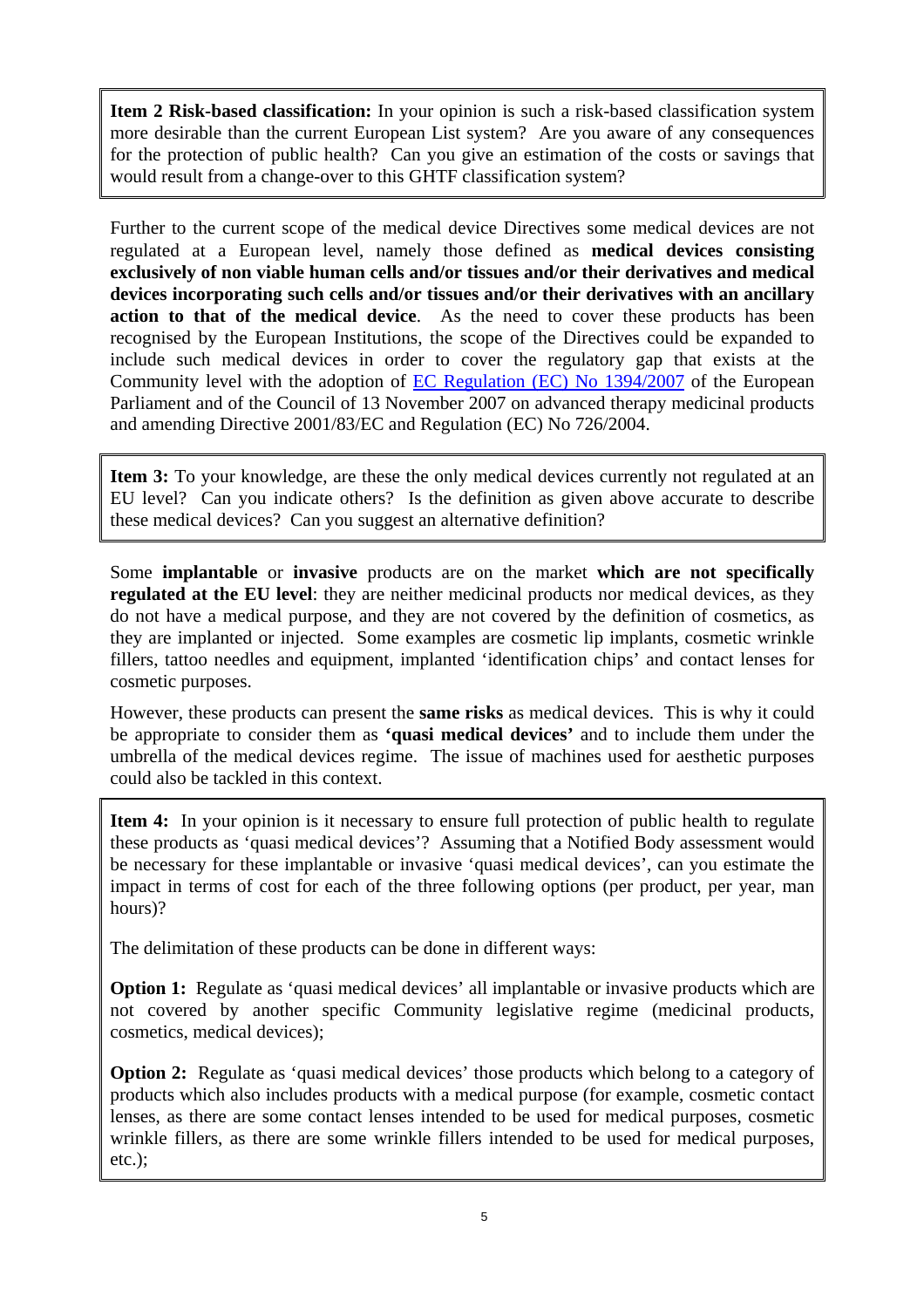**Item 2 Risk-based classification:** In your opinion is such a risk-based classification system more desirable than the current European List system? Are you aware of any consequences for the protection of public health? Can you give an estimation of the costs or savings that would result from a change-over to this GHTF classification system?

Further to the current scope of the medical device Directives some medical devices are not regulated at a European level, namely those defined as **medical devices consisting exclusively of non viable human cells and/or tissues and/or their derivatives and medical devices incorporating such cells and/or tissues and/or their derivatives with an ancillary action to that of the medical device**. As the need to cover these products has been recognised by the European Institutions, the scope of the Directives could be expanded to include such medical devices in order to cover the regulatory gap that exists at the Community level with the adoption of [EC Regulation (EC) No 1394/2007] of the European Parliament and of the Council of 13 November 2007 on advanced therapy medicinal products and amending Directive 2001/83/EC and Regulation (EC) No 726/2004.

**Item 3:** To your knowledge, are these the only medical devices currently not regulated at an EU level? Can you indicate others? Is the definition as given above accurate to describe these medical devices? Can you suggest an alternative definition?

Some **implantable** or **invasive** products are on the market **which are not specifically regulated at the EU level**: they are neither medicinal products nor medical devices, as they do not have a medical purpose, and they are not covered by the definition of cosmetics, as they are implanted or injected. Some examples are cosmetic lip implants, cosmetic wrinkle fillers, tattoo needles and equipment, implanted 'identification chips' and contact lenses for cosmetic purposes.

However, these products can present the **same risks** as medical devices. This is why it could be appropriate to consider them as **'quasi medical devices'** and to include them under the umbrella of the medical devices regime. The issue of machines used for aesthetic purposes could also be tackled in this context.

**Item 4:** In your opinion is it necessary to ensure full protection of public health to regulate these products as 'quasi medical devices'? Assuming that a Notified Body assessment would be necessary for these implantable or invasive 'quasi medical devices', can you estimate the impact in terms of cost for each of the three following options (per product, per year, man hours)?

The delimitation of these products can be done in different ways:

**Option 1:** Regulate as 'quasi medical devices' all implantable or invasive products which are not covered by another specific Community legislative regime (medicinal products, cosmetics, medical devices);

**Option 2:** Regulate as 'quasi medical devices' those products which belong to a category of products which also includes products with a medical purpose (for example, cosmetic contact lenses, as there are some contact lenses intended to be used for medical purposes, cosmetic wrinkle fillers, as there are some wrinkle fillers intended to be used for medical purposes, etc.);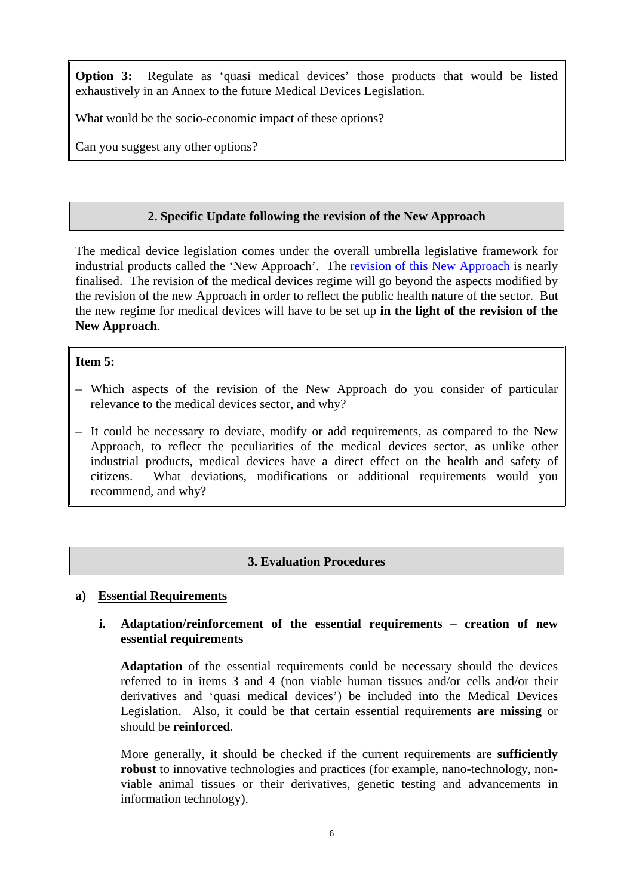**Option 3:** Regulate as 'quasi medical devices' those products that would be listed exhaustively in an Annex to the future Medical Devices Legislation.

What would be the socio-economic impact of these options?

Can you suggest any other options?

## 2. Specific Update following the revision of the New Approach

The medical device legislation comes under the overall umbrella legislative framework for industrial products called the 'New Approach'. The revision of this New Approach is nearly finalised. The revision of the medical devices regime will go beyond the aspects modified by the revision of the new Approach in order to reflect the public health nature of the sector. But the new regime for medical devices will have to be set up **in the light of the revision of the New Approach**.

**Item 5:**

- Which aspects of the revision of the New Approach do you consider of particular relevance to the medical devices sector, and why?
- It could be necessary to deviate, modify or add requirements, as compared to the New Approach, to reflect the peculiarities of the medical devices sector, as unlike other industrial products, medical devices have a direct effect on the health and safety of citizens. What deviations, modifications or additional requirements would you recommend, and why?

## 3. Evaluation Procedures

### a) Essential Requirements

#### i. Adaptation/reinforcement of the essential requirements – creation of new essential requirements

**Adaptation** of the essential requirements could be necessary should the devices referred to in items 3 and 4 (non viable human tissues and/or cells and/or their derivatives and 'quasi medical devices') be included into the Medical Devices Legislation. Also, it could be that certain essential requirements **are missing** or should be **reinforced**.

More generally, it should be checked if the current requirements are **sufficiently robust** to innovative technologies and practices (for example, nano-technology, non-viable animal tissues or their derivatives, genetic testing and advancements in information technology).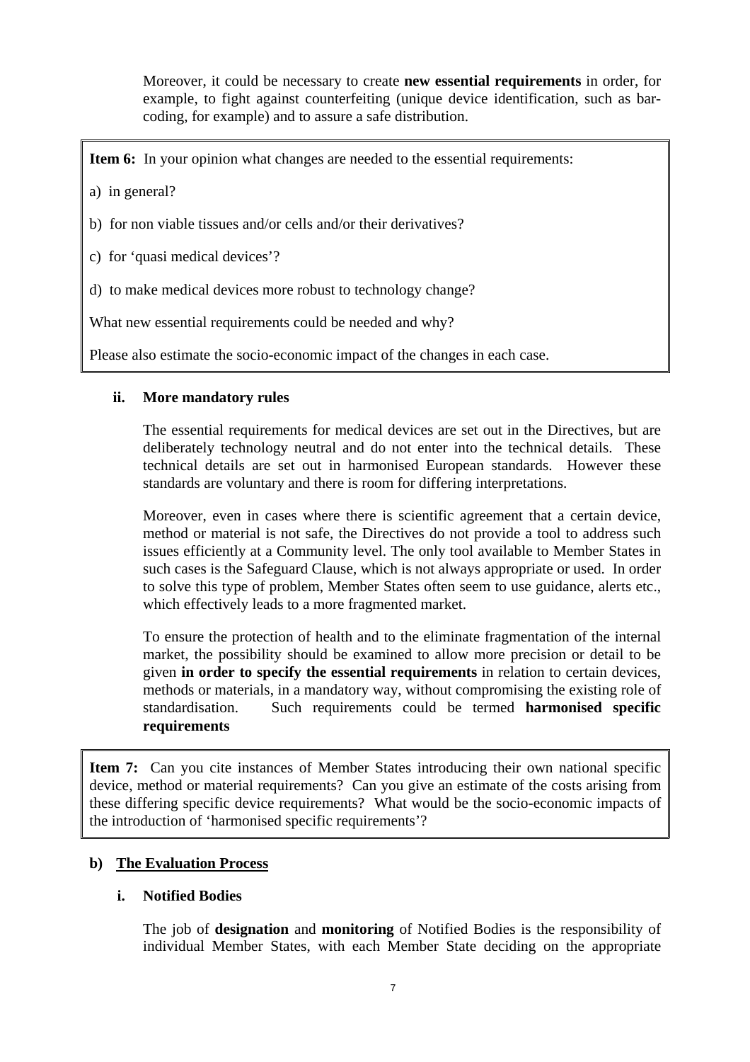Moreover, it could be necessary to create **new essential requirements** in order, for example, to fight against counterfeiting (unique device identification, such as bar-coding, for example) and to assure a safe distribution.

> **Item 6:** In your opinion what changes are needed to the essential requirements:
>
> a) in general?
>
> b) for non viable tissues and/or cells and/or their derivatives?
>
> c) for 'quasi medical devices'?
>
> d) to make medical devices more robust to technology change?
>
> What new essential requirements could be needed and why?
>
> Please also estimate the socio-economic impact of the changes in each case.

#### ii. More mandatory rules

The essential requirements for medical devices are set out in the Directives, but are deliberately technology neutral and do not enter into the technical details. These technical details are set out in harmonised European standards. However these standards are voluntary and there is room for differing interpretations.

Moreover, even in cases where there is scientific agreement that a certain device, method or material is not safe, the Directives do not provide a tool to address such issues efficiently at a Community level. The only tool available to Member States in such cases is the Safeguard Clause, which is not always appropriate or used. In order to solve this type of problem, Member States often seem to use guidance, alerts etc., which effectively leads to a more fragmented market.

To ensure the protection of health and to the eliminate fragmentation of the internal market, the possibility should be examined to allow more precision or detail to be given **in order to specify the essential requirements** in relation to certain devices, methods or materials, in a mandatory way, without compromising the existing role of standardisation. Such requirements could be termed **harmonised specific requirements**

> **Item 7:** Can you cite instances of Member States introducing their own national specific device, method or material requirements? Can you give an estimate of the costs arising from these differing specific device requirements? What would be the socio-economic impacts of the introduction of 'harmonised specific requirements'?

### b) The Evaluation Process

#### i. Notified Bodies

The job of **designation** and **monitoring** of Notified Bodies is the responsibility of individual Member States, with each Member State deciding on the appropriate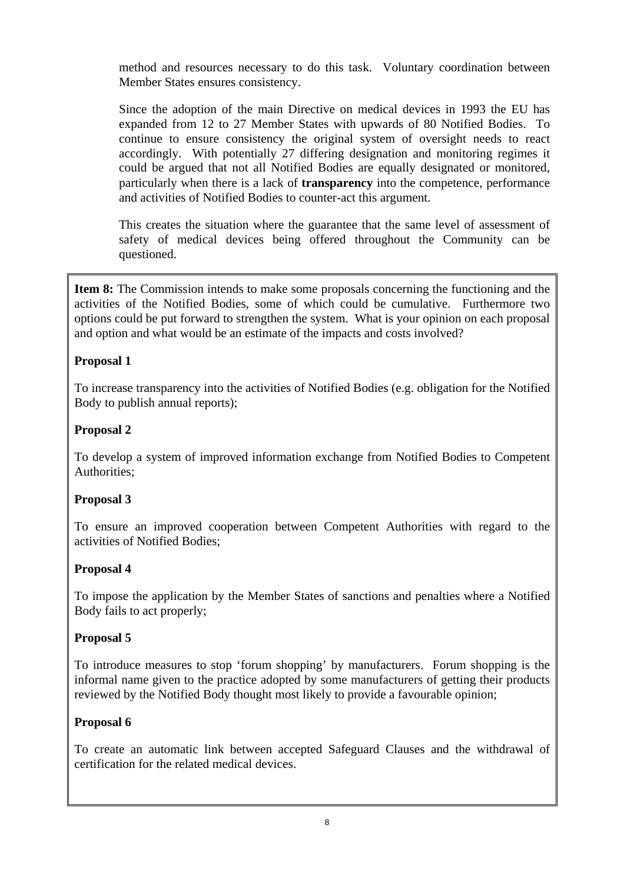method and resources necessary to do this task. Voluntary coordination between Member States ensures consistency.

Since the adoption of the main Directive on medical devices in 1993 the EU has expanded from 12 to 27 Member States with upwards of 80 Notified Bodies. To continue to ensure consistency the original system of oversight needs to react accordingly. With potentially 27 differing designation and monitoring regimes it could be argued that not all Notified Bodies are equally designated or monitored, particularly when there is a lack of **transparency** into the competence, performance and activities of Notified Bodies to counter-act this argument.

This creates the situation where the guarantee that the same level of assessment of safety of medical devices being offered throughout the Community can be questioned.

**Item 8:** The Commission intends to make some proposals concerning the functioning and the activities of the Notified Bodies, some of which could be cumulative. Furthermore two options could be put forward to strengthen the system. What is your opinion on each proposal and option and what would be an estimate of the impacts and costs involved?

**Proposal 1**

To increase transparency into the activities of Notified Bodies (e.g. obligation for the Notified Body to publish annual reports);

**Proposal 2**

To develop a system of improved information exchange from Notified Bodies to Competent Authorities;

**Proposal 3**

To ensure an improved cooperation between Competent Authorities with regard to the activities of Notified Bodies;

**Proposal 4**

To impose the application by the Member States of sanctions and penalties where a Notified Body fails to act properly;

**Proposal 5**

To introduce measures to stop 'forum shopping' by manufacturers. Forum shopping is the informal name given to the practice adopted by some manufacturers of getting their products reviewed by the Notified Body thought most likely to provide a favourable opinion;

**Proposal 6**

To create an automatic link between accepted Safeguard Clauses and the withdrawal of certification for the related medical devices.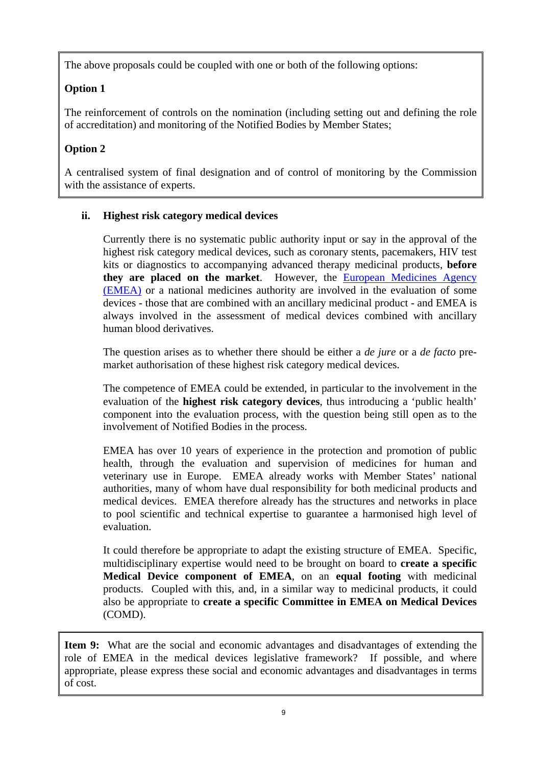The above proposals could be coupled with one or both of the following options:

**Option 1**

The reinforcement of controls on the nomination (including setting out and defining the role of accreditation) and monitoring of the Notified Bodies by Member States;

**Option 2**

A centralised system of final designation and of control of monitoring by the Commission with the assistance of experts.

### ii. Highest risk category medical devices

Currently there is no systematic public authority input or say in the approval of the highest risk category medical devices, such as coronary stents, pacemakers, HIV test kits or diagnostics to accompanying advanced therapy medicinal products, **before they are placed on the market**. However, the European Medicines Agency (EMEA) or a national medicines authority are involved in the evaluation of some devices - those that are combined with an ancillary medicinal product - and EMEA is always involved in the assessment of medical devices combined with ancillary human blood derivatives.

The question arises as to whether there should be either a *de jure* or a *de facto* pre-market authorisation of these highest risk category medical devices.

The competence of EMEA could be extended, in particular to the involvement in the evaluation of the **highest risk category devices**, thus introducing a 'public health' component into the evaluation process, with the question being still open as to the involvement of Notified Bodies in the process.

EMEA has over 10 years of experience in the protection and promotion of public health, through the evaluation and supervision of medicines for human and veterinary use in Europe. EMEA already works with Member States' national authorities, many of whom have dual responsibility for both medicinal products and medical devices. EMEA therefore already has the structures and networks in place to pool scientific and technical expertise to guarantee a harmonised high level of evaluation.

It could therefore be appropriate to adapt the existing structure of EMEA. Specific, multidisciplinary expertise would need to be brought on board to **create a specific Medical Device component of EMEA**, on an **equal footing** with medicinal products. Coupled with this, and, in a similar way to medicinal products, it could also be appropriate to **create a specific Committee in EMEA on Medical Devices** (COMD).

**Item 9:** What are the social and economic advantages and disadvantages of extending the role of EMEA in the medical devices legislative framework? If possible, and where appropriate, please express these social and economic advantages and disadvantages in terms of cost.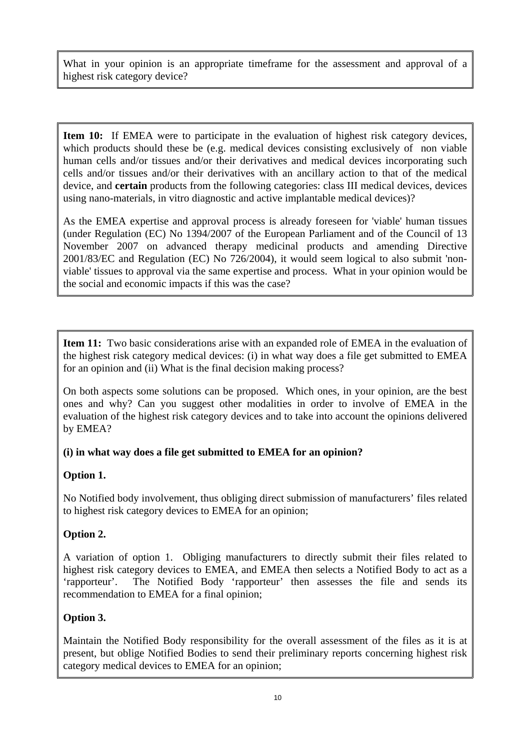What in your opinion is an appropriate timeframe for the assessment and approval of a highest risk category device?

**Item 10:** If EMEA were to participate in the evaluation of highest risk category devices, which products should these be (e.g. medical devices consisting exclusively of non viable human cells and/or tissues and/or their derivatives and medical devices incorporating such cells and/or tissues and/or their derivatives with an ancillary action to that of the medical device, and **certain** products from the following categories: class III medical devices, devices using nano-materials, in vitro diagnostic and active implantable medical devices)?

As the EMEA expertise and approval process is already foreseen for 'viable' human tissues (under Regulation (EC) No 1394/2007 of the European Parliament and of the Council of 13 November 2007 on advanced therapy medicinal products and amending Directive 2001/83/EC and Regulation (EC) No 726/2004), it would seem logical to also submit 'non-viable' tissues to approval via the same expertise and process. What in your opinion would be the social and economic impacts if this was the case?

**Item 11:** Two basic considerations arise with an expanded role of EMEA in the evaluation of the highest risk category medical devices: (i) in what way does a file get submitted to EMEA for an opinion and (ii) What is the final decision making process?

On both aspects some solutions can be proposed. Which ones, in your opinion, are the best ones and why? Can you suggest other modalities in order to involve of EMEA in the evaluation of the highest risk category devices and to take into account the opinions delivered by EMEA?

**(i) in what way does a file get submitted to EMEA for an opinion?**

**Option 1.**

No Notified body involvement, thus obliging direct submission of manufacturers' files related to highest risk category devices to EMEA for an opinion;

**Option 2.**

A variation of option 1. Obliging manufacturers to directly submit their files related to highest risk category devices to EMEA, and EMEA then selects a Notified Body to act as a 'rapporteur'. The Notified Body 'rapporteur' then assesses the file and sends its recommendation to EMEA for a final opinion;

**Option 3.**

Maintain the Notified Body responsibility for the overall assessment of the files as it is at present, but oblige Notified Bodies to send their preliminary reports concerning highest risk category medical devices to EMEA for an opinion;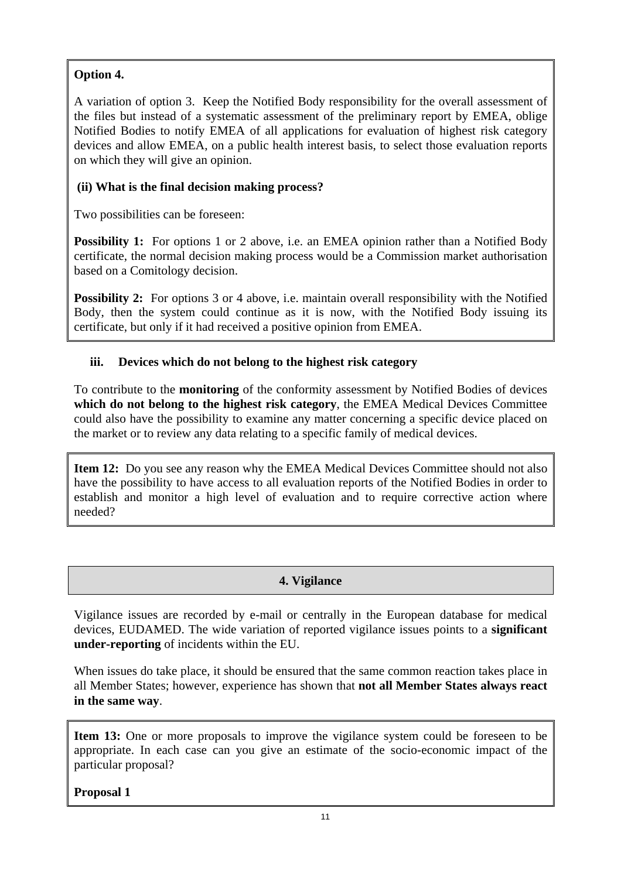**Option 4.**

A variation of option 3. Keep the Notified Body responsibility for the overall assessment of the files but instead of a systematic assessment of the preliminary report by EMEA, oblige Notified Bodies to notify EMEA of all applications for evaluation of highest risk category devices and allow EMEA, on a public health interest basis, to select those evaluation reports on which they will give an opinion.

**(ii) What is the final decision making process?**

Two possibilities can be foreseen:

**Possibility 1:** For options 1 or 2 above, i.e. an EMEA opinion rather than a Notified Body certificate, the normal decision making process would be a Commission market authorisation based on a Comitology decision.

**Possibility 2:** For options 3 or 4 above, i.e. maintain overall responsibility with the Notified Body, then the system could continue as it is now, with the Notified Body issuing its certificate, but only if it had received a positive opinion from EMEA.

**iii. Devices which do not belong to the highest risk category**

To contribute to the **monitoring** of the conformity assessment by Notified Bodies of devices **which do not belong to the highest risk category**, the EMEA Medical Devices Committee could also have the possibility to examine any matter concerning a specific device placed on the market or to review any data relating to a specific family of medical devices.

**Item 12:** Do you see any reason why the EMEA Medical Devices Committee should not also have the possibility to have access to all evaluation reports of the Notified Bodies in order to establish and monitor a high level of evaluation and to require corrective action where needed?

## 4. Vigilance

Vigilance issues are recorded by e-mail or centrally in the European database for medical devices, EUDAMED. The wide variation of reported vigilance issues points to a **significant under-reporting** of incidents within the EU.

When issues do take place, it should be ensured that the same common reaction takes place in all Member States; however, experience has shown that **not all Member States always react in the same way**.

**Item 13:** One or more proposals to improve the vigilance system could be foreseen to be appropriate. In each case can you give an estimate of the socio-economic impact of the particular proposal?

**Proposal 1**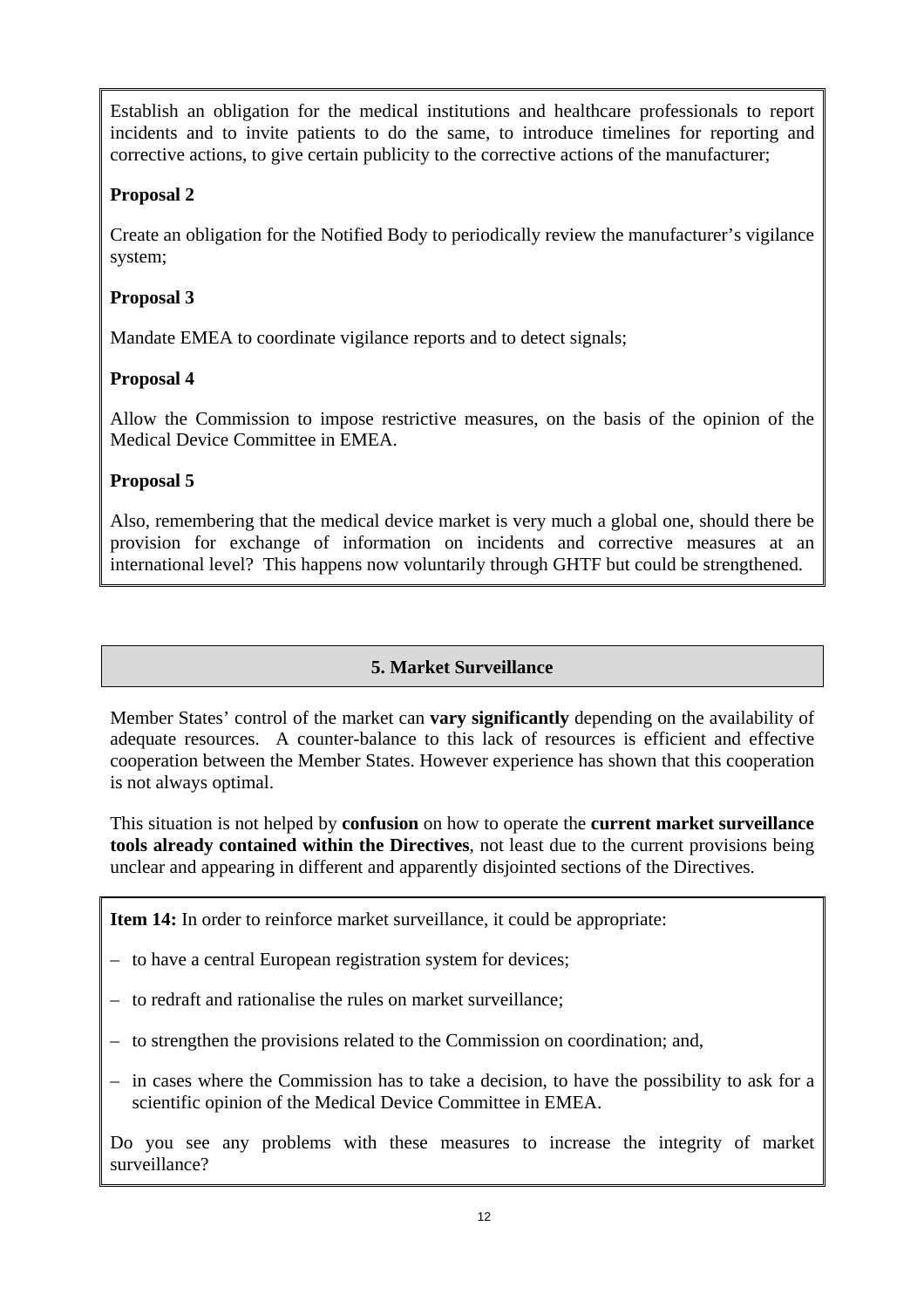Establish an obligation for the medical institutions and healthcare professionals to report incidents and to invite patients to do the same, to introduce timelines for reporting and corrective actions, to give certain publicity to the corrective actions of the manufacturer;

**Proposal 2**

Create an obligation for the Notified Body to periodically review the manufacturer's vigilance system;

**Proposal 3**

Mandate EMEA to coordinate vigilance reports and to detect signals;

**Proposal 4**

Allow the Commission to impose restrictive measures, on the basis of the opinion of the Medical Device Committee in EMEA.

**Proposal 5**

Also, remembering that the medical device market is very much a global one, should there be provision for exchange of information on incidents and corrective measures at an international level? This happens now voluntarily through GHTF but could be strengthened.

## 5. Market Surveillance

Member States' control of the market can **vary significantly** depending on the availability of adequate resources. A counter-balance to this lack of resources is efficient and effective cooperation between the Member States. However experience has shown that this cooperation is not always optimal.

This situation is not helped by **confusion** on how to operate the **current market surveillance tools already contained within the Directives**, not least due to the current provisions being unclear and appearing in different and apparently disjointed sections of the Directives.

**Item 14:** In order to reinforce market surveillance, it could be appropriate:

- to have a central European registration system for devices;
- to redraft and rationalise the rules on market surveillance;
- to strengthen the provisions related to the Commission on coordination; and,
- in cases where the Commission has to take a decision, to have the possibility to ask for a scientific opinion of the Medical Device Committee in EMEA.

Do you see any problems with these measures to increase the integrity of market surveillance?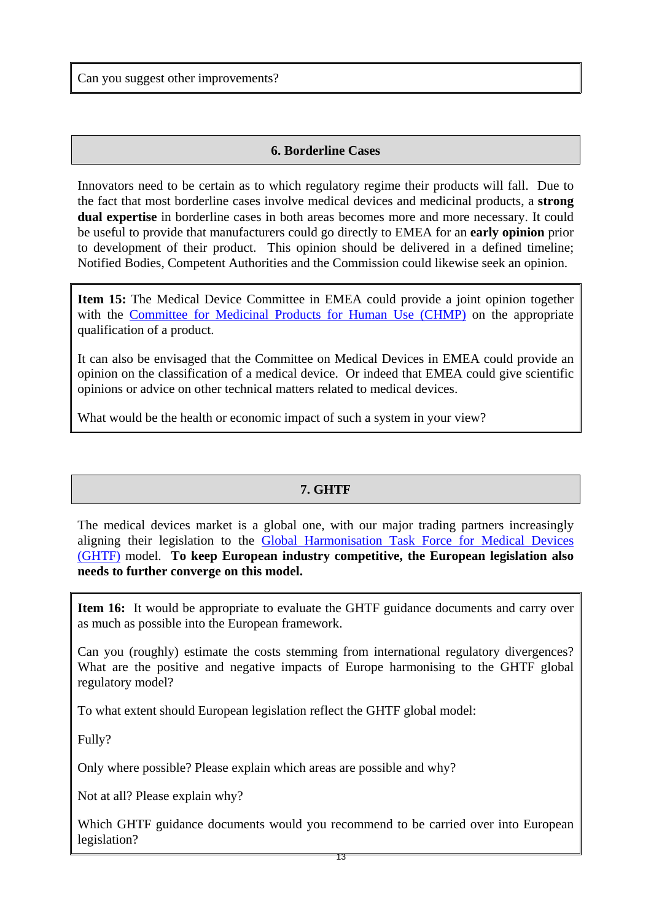Can you suggest other improvements?

## 6. Borderline Cases

Innovators need to be certain as to which regulatory regime their products will fall. Due to the fact that most borderline cases involve medical devices and medicinal products, a **strong dual expertise** in borderline cases in both areas becomes more and more necessary. It could be useful to provide that manufacturers could go directly to EMEA for an **early opinion** prior to development of their product. This opinion should be delivered in a defined timeline; Notified Bodies, Competent Authorities and the Commission could likewise seek an opinion.

**Item 15:** The Medical Device Committee in EMEA could provide a joint opinion together with the Committee for Medicinal Products for Human Use (CHMP) on the appropriate qualification of a product.

It can also be envisaged that the Committee on Medical Devices in EMEA could provide an opinion on the classification of a medical device. Or indeed that EMEA could give scientific opinions or advice on other technical matters related to medical devices.

What would be the health or economic impact of such a system in your view?

## 7. GHTF

The medical devices market is a global one, with our major trading partners increasingly aligning their legislation to the Global Harmonisation Task Force for Medical Devices (GHTF) model. **To keep European industry competitive, the European legislation also needs to further converge on this model.**

**Item 16:** It would be appropriate to evaluate the GHTF guidance documents and carry over as much as possible into the European framework.

Can you (roughly) estimate the costs stemming from international regulatory divergences? What are the positive and negative impacts of Europe harmonising to the GHTF global regulatory model?

To what extent should European legislation reflect the GHTF global model:

Fully?

Only where possible? Please explain which areas are possible and why?

Not at all? Please explain why?

Which GHTF guidance documents would you recommend to be carried over into European legislation?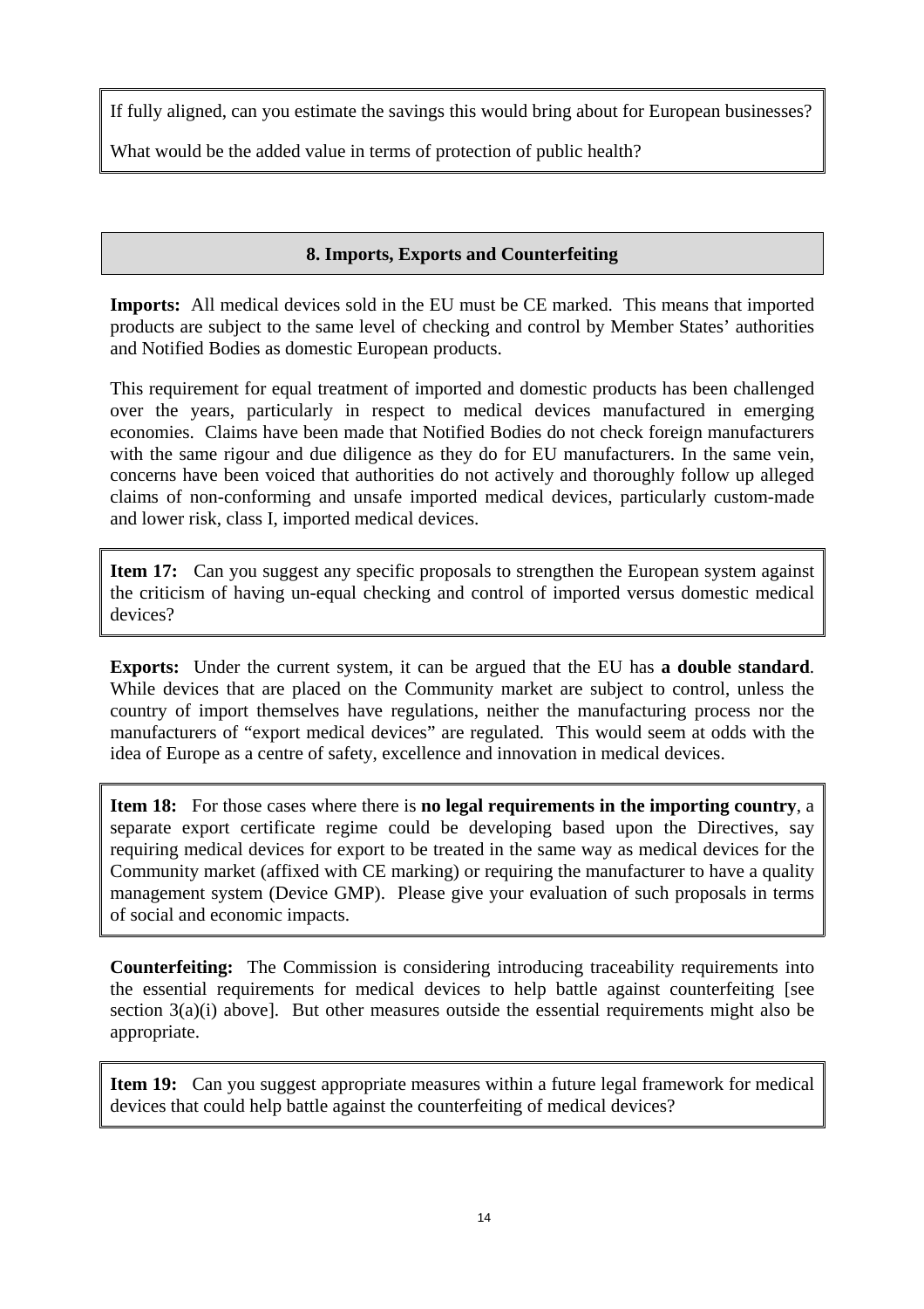If fully aligned, can you estimate the savings this would bring about for European businesses?

What would be the added value in terms of protection of public health?

## 8. Imports, Exports and Counterfeiting

**Imports:** All medical devices sold in the EU must be CE marked. This means that imported products are subject to the same level of checking and control by Member States' authorities and Notified Bodies as domestic European products.

This requirement for equal treatment of imported and domestic products has been challenged over the years, particularly in respect to medical devices manufactured in emerging economies. Claims have been made that Notified Bodies do not check foreign manufacturers with the same rigour and due diligence as they do for EU manufacturers. In the same vein, concerns have been voiced that authorities do not actively and thoroughly follow up alleged claims of non-conforming and unsafe imported medical devices, particularly custom-made and lower risk, class I, imported medical devices.

**Item 17:** Can you suggest any specific proposals to strengthen the European system against the criticism of having un-equal checking and control of imported versus domestic medical devices?

**Exports:** Under the current system, it can be argued that the EU has **a double standard**. While devices that are placed on the Community market are subject to control, unless the country of import themselves have regulations, neither the manufacturing process nor the manufacturers of "export medical devices" are regulated. This would seem at odds with the idea of Europe as a centre of safety, excellence and innovation in medical devices.

**Item 18:** For those cases where there is **no legal requirements in the importing country**, a separate export certificate regime could be developing based upon the Directives, say requiring medical devices for export to be treated in the same way as medical devices for the Community market (affixed with CE marking) or requiring the manufacturer to have a quality management system (Device GMP). Please give your evaluation of such proposals in terms of social and economic impacts.

**Counterfeiting:** The Commission is considering introducing traceability requirements into the essential requirements for medical devices to help battle against counterfeiting [see section 3(a)(i) above]. But other measures outside the essential requirements might also be appropriate.

**Item 19:** Can you suggest appropriate measures within a future legal framework for medical devices that could help battle against the counterfeiting of medical devices?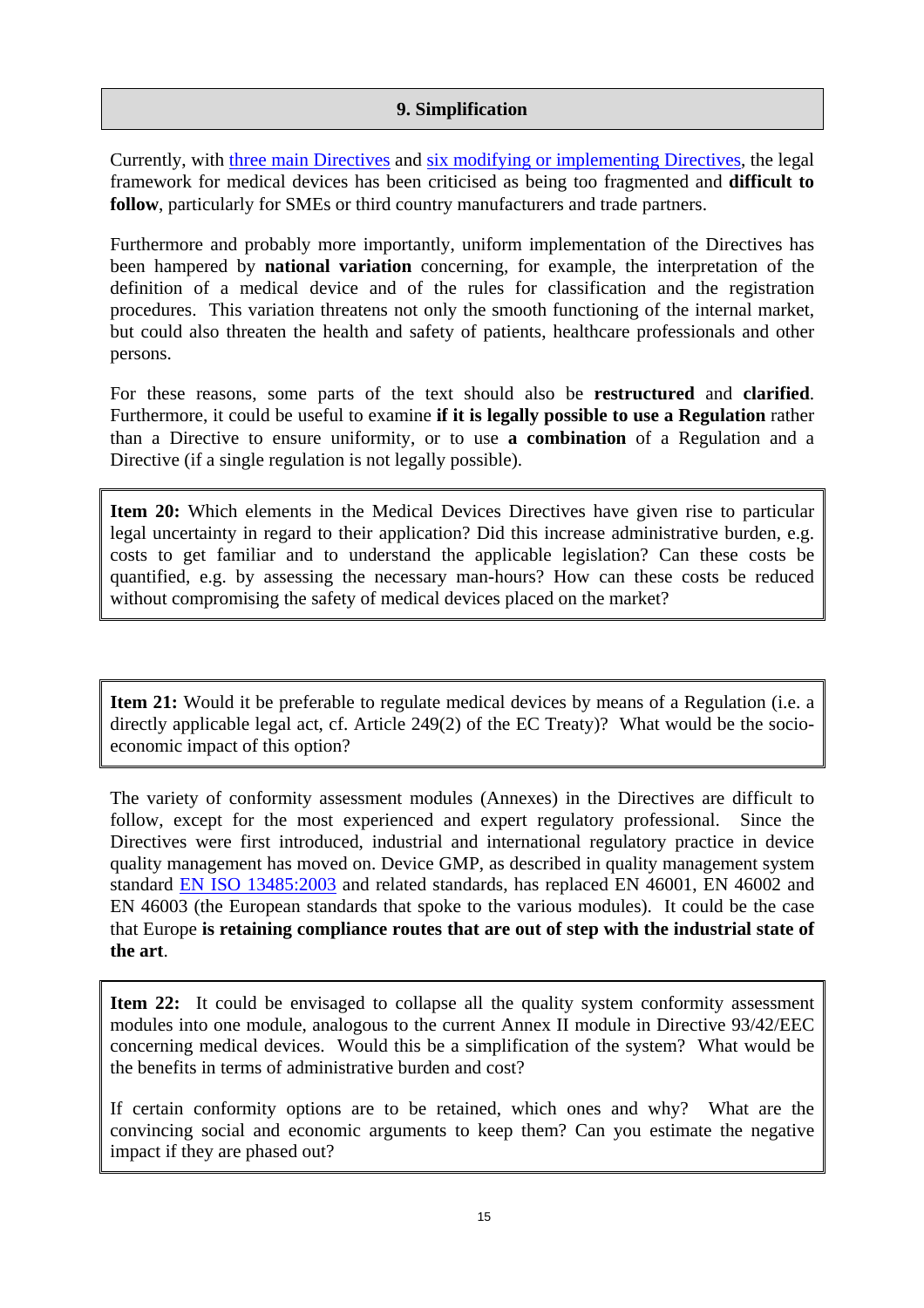## 9. Simplification

Currently, with three main Directives and six modifying or implementing Directives, the legal framework for medical devices has been criticised as being too fragmented and **difficult to follow**, particularly for SMEs or third country manufacturers and trade partners.

Furthermore and probably more importantly, uniform implementation of the Directives has been hampered by **national variation** concerning, for example, the interpretation of the definition of a medical device and of the rules for classification and the registration procedures. This variation threatens not only the smooth functioning of the internal market, but could also threaten the health and safety of patients, healthcare professionals and other persons.

For these reasons, some parts of the text should also be **restructured** and **clarified**. Furthermore, it could be useful to examine **if it is legally possible to use a Regulation** rather than a Directive to ensure uniformity, or to use **a combination** of a Regulation and a Directive (if a single regulation is not legally possible).

**Item 20:** Which elements in the Medical Devices Directives have given rise to particular legal uncertainty in regard to their application? Did this increase administrative burden, e.g. costs to get familiar and to understand the applicable legislation? Can these costs be quantified, e.g. by assessing the necessary man-hours? How can these costs be reduced without compromising the safety of medical devices placed on the market?

**Item 21:** Would it be preferable to regulate medical devices by means of a Regulation (i.e. a directly applicable legal act, cf. Article 249(2) of the EC Treaty)? What would be the socio-economic impact of this option?

The variety of conformity assessment modules (Annexes) in the Directives are difficult to follow, except for the most experienced and expert regulatory professional. Since the Directives were first introduced, industrial and international regulatory practice in device quality management has moved on. Device GMP, as described in quality management system standard EN ISO 13485:2003 and related standards, has replaced EN 46001, EN 46002 and EN 46003 (the European standards that spoke to the various modules). It could be the case that Europe **is retaining compliance routes that are out of step with the industrial state of the art**.

**Item 22:** It could be envisaged to collapse all the quality system conformity assessment modules into one module, analogous to the current Annex II module in Directive 93/42/EEC concerning medical devices. Would this be a simplification of the system? What would be the benefits in terms of administrative burden and cost?

If certain conformity options are to be retained, which ones and why? What are the convincing social and economic arguments to keep them? Can you estimate the negative impact if they are phased out?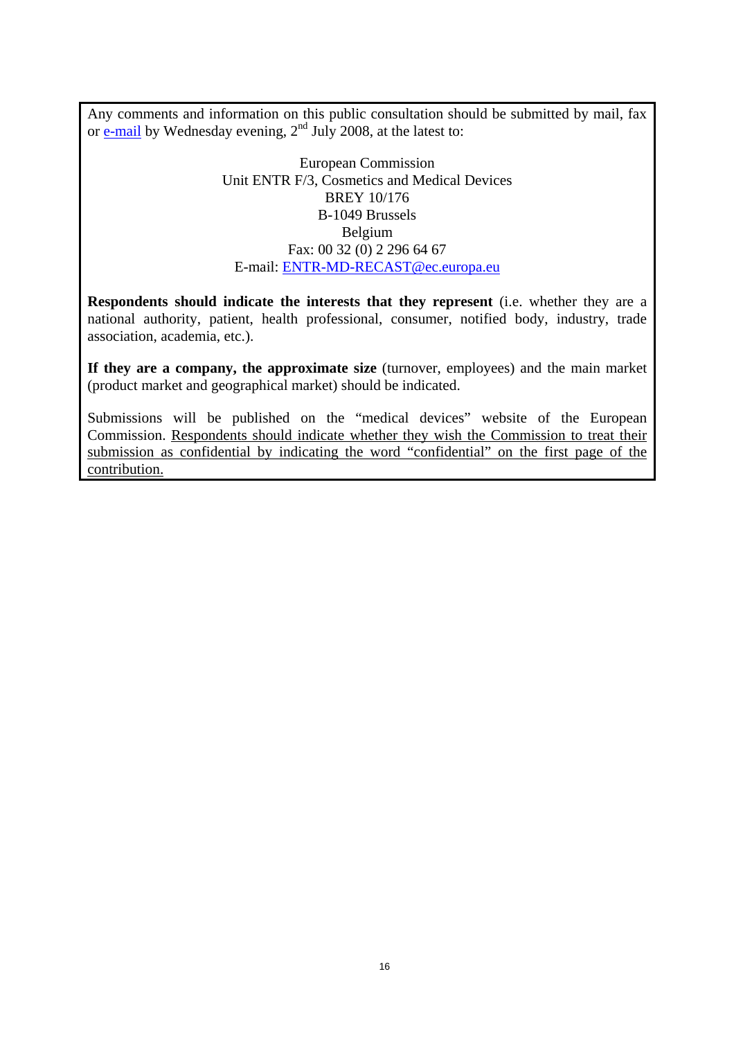Any comments and information on this public consultation should be submitted by mail, fax or e-mail by Wednesday evening, 2nd July 2008, at the latest to:

European Commission
Unit ENTR F/3, Cosmetics and Medical Devices
BREY 10/176
B-1049 Brussels
Belgium
Fax: 00 32 (0) 2 296 64 67
E-mail: ENTR-MD-RECAST@ec.europa.eu

**Respondents should indicate the interests that they represent** (i.e. whether they are a national authority, patient, health professional, consumer, notified body, industry, trade association, academia, etc.).

**If they are a company, the approximate size** (turnover, employees) and the main market (product market and geographical market) should be indicated.

Submissions will be published on the "medical devices" website of the European Commission. Respondents should indicate whether they wish the Commission to treat their submission as confidential by indicating the word "confidential" on the first page of the contribution.